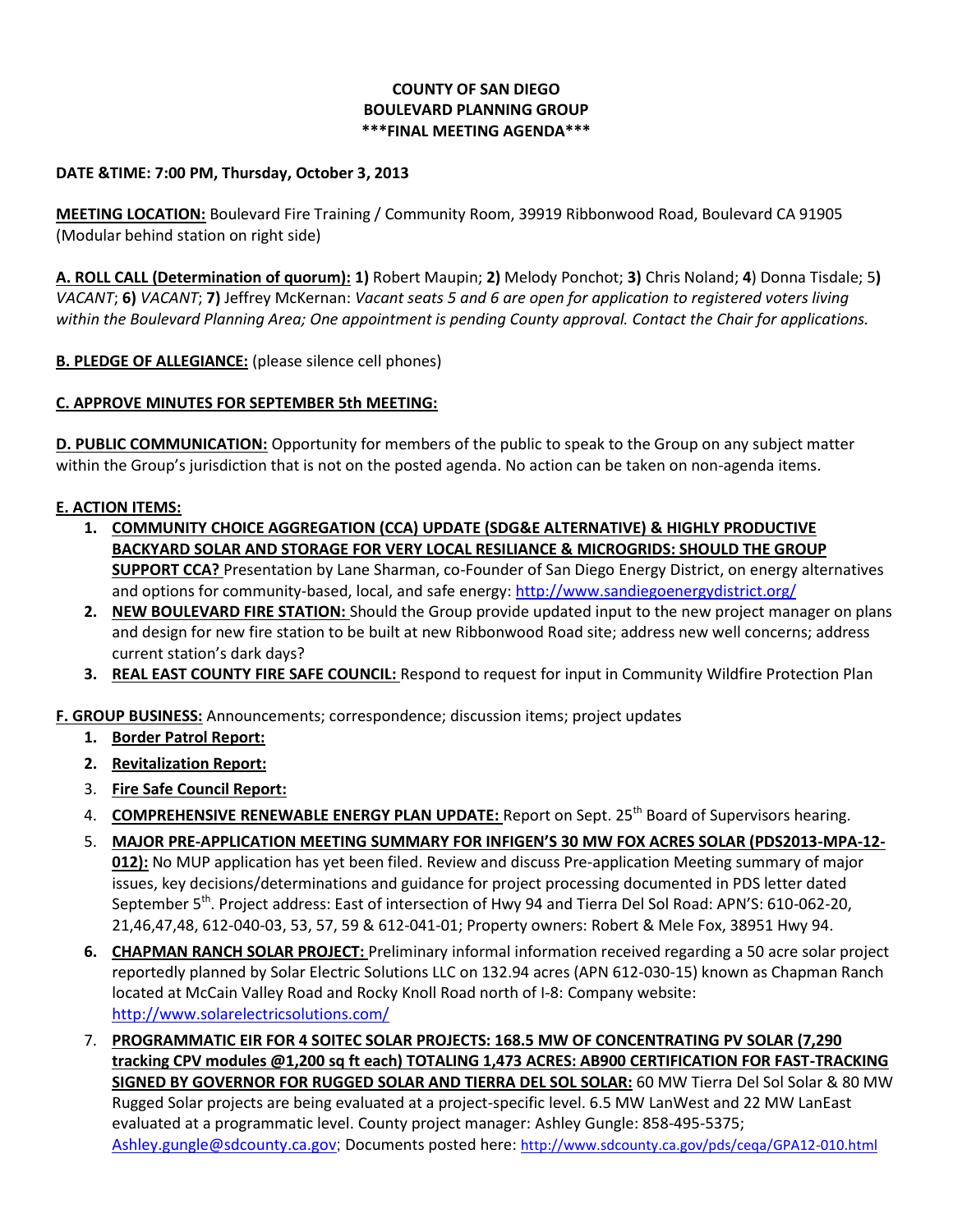**COUNTY OF SAN DIEGO**
**BOULEVARD PLANNING GROUP**
**\*\*\*FINAL MEETING AGENDA\*\*\***

**DATE &TIME: 7:00 PM, Thursday, October 3, 2013**

**MEETING LOCATION:** Boulevard Fire Training / Community Room, 39919 Ribbonwood Road, Boulevard CA 91905 (Modular behind station on right side)

**A. ROLL CALL (Determination of quorum): 1)** Robert Maupin; **2)** Melody Ponchot; **3)** Chris Noland; **4**) Donna Tisdale; 5**)** *VACANT*; **6)** *VACANT*; **7)** Jeffrey McKernan: *Vacant seats 5 and 6 are open for application to registered voters living within the Boulevard Planning Area; One appointment is pending County approval. Contact the Chair for applications.*

**B. PLEDGE OF ALLEGIANCE:** (please silence cell phones)

**C. APPROVE MINUTES FOR SEPTEMBER 5th MEETING:**

**D. PUBLIC COMMUNICATION:** Opportunity for members of the public to speak to the Group on any subject matter within the Group's jurisdiction that is not on the posted agenda. No action can be taken on non-agenda items.

**E. ACTION ITEMS:**

1. **COMMUNITY CHOICE AGGREGATION (CCA) UPDATE (SDG&E ALTERNATIVE) & HIGHLY PRODUCTIVE BACKYARD SOLAR AND STORAGE FOR VERY LOCAL RESILIANCE & MICROGRIDS: SHOULD THE GROUP SUPPORT CCA?** Presentation by Lane Sharman, co-Founder of San Diego Energy District, on energy alternatives and options for community-based, local, and safe energy: http://www.sandiegoenergydistrict.org/
2. **NEW BOULEVARD FIRE STATION:** Should the Group provide updated input to the new project manager on plans and design for new fire station to be built at new Ribbonwood Road site; address new well concerns; address current station's dark days?
3. **REAL EAST COUNTY FIRE SAFE COUNCIL:** Respond to request for input in Community Wildfire Protection Plan

**F. GROUP BUSINESS:** Announcements; correspondence; discussion items; project updates

1. **Border Patrol Report:**
2. **Revitalization Report:**
3. **Fire Safe Council Report:**
4. **COMPREHENSIVE RENEWABLE ENERGY PLAN UPDATE:** Report on Sept. 25th Board of Supervisors hearing.
5. **MAJOR PRE-APPLICATION MEETING SUMMARY FOR INFIGEN'S 30 MW FOX ACRES SOLAR (PDS2013-MPA-12-012):** No MUP application has yet been filed. Review and discuss Pre-application Meeting summary of major issues, key decisions/determinations and guidance for project processing documented in PDS letter dated September 5th. Project address: East of intersection of Hwy 94 and Tierra Del Sol Road: APN'S: 610-062-20, 21,46,47,48, 612-040-03, 53, 57, 59 & 612-041-01; Property owners: Robert & Mele Fox, 38951 Hwy 94.
6. **CHAPMAN RANCH SOLAR PROJECT:** Preliminary informal information received regarding a 50 acre solar project reportedly planned by Solar Electric Solutions LLC on 132.94 acres (APN 612-030-15) known as Chapman Ranch located at McCain Valley Road and Rocky Knoll Road north of I-8: Company website: http://www.solarelectricsolutions.com/
7. **PROGRAMMATIC EIR FOR 4 SOITEC SOLAR PROJECTS: 168.5 MW OF CONCENTRATING PV SOLAR (7,290 tracking CPV modules @1,200 sq ft each) TOTALING 1,473 ACRES: AB900 CERTIFICATION FOR FAST-TRACKING SIGNED BY GOVERNOR FOR RUGGED SOLAR AND TIERRA DEL SOL SOLAR:** 60 MW Tierra Del Sol Solar & 80 MW Rugged Solar projects are being evaluated at a project-specific level. 6.5 MW LanWest and 22 MW LanEast evaluated at a programmatic level. County project manager: Ashley Gungle: 858-495-5375; Ashley.gungle@sdcounty.ca.gov; Documents posted here: http://www.sdcounty.ca.gov/pds/ceqa/GPA12-010.html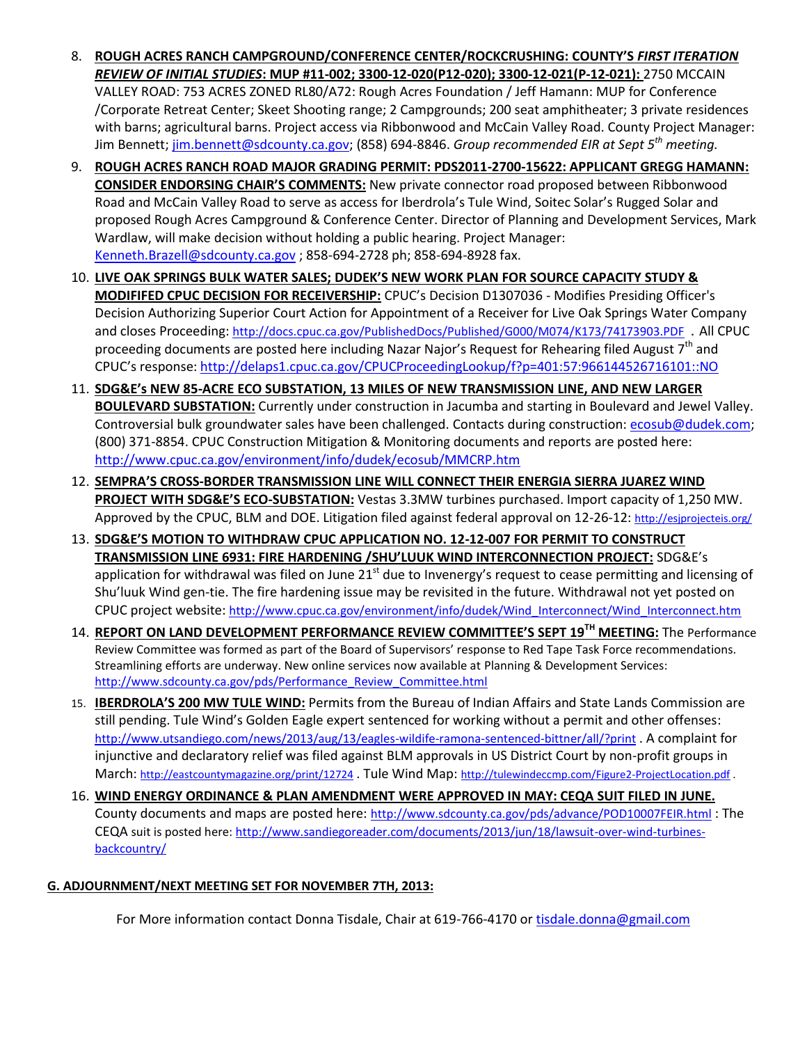8. **ROUGH ACRES RANCH CAMPGROUND/CONFERENCE CENTER/ROCKCRUSHING: COUNTY'S *FIRST ITERATION REVIEW OF INITIAL STUDIES*: MUP #11-002; 3300-12-020(P12-020); 3300-12-021(P-12-021):** 2750 MCCAIN VALLEY ROAD: 753 ACRES ZONED RL80/A72: Rough Acres Foundation / Jeff Hamann: MUP for Conference /Corporate Retreat Center; Skeet Shooting range; 2 Campgrounds; 200 seat amphitheater; 3 private residences with barns; agricultural barns. Project access via Ribbonwood and McCain Valley Road. County Project Manager: Jim Bennett; jim.bennett@sdcounty.ca.gov; (858) 694-8846. *Group recommended EIR at Sept 5th meeting.*

9. **ROUGH ACRES RANCH ROAD MAJOR GRADING PERMIT: PDS2011-2700-15622: APPLICANT GREGG HAMANN: CONSIDER ENDORSING CHAIR'S COMMENTS:** New private connector road proposed between Ribbonwood Road and McCain Valley Road to serve as access for Iberdrola's Tule Wind, Soitec Solar's Rugged Solar and proposed Rough Acres Campground & Conference Center. Director of Planning and Development Services, Mark Wardlaw, will make decision without holding a public hearing. Project Manager: Kenneth.Brazell@sdcounty.ca.gov ; 858-694-2728 ph; 858-694-8928 fax.

10. **LIVE OAK SPRINGS BULK WATER SALES; DUDEK'S NEW WORK PLAN FOR SOURCE CAPACITY STUDY & MODIFIED CPUC DECISION FOR RECEIVERSHIP:** CPUC's Decision D1307036 - Modifies Presiding Officer's Decision Authorizing Superior Court Action for Appointment of a Receiver for Live Oak Springs Water Company and closes Proceeding: http://docs.cpuc.ca.gov/PublishedDocs/Published/G000/M074/K173/74173903.PDF . All CPUC proceeding documents are posted here including Nazar Najor's Request for Rehearing filed August 7th and CPUC's response: http://delaps1.cpuc.ca.gov/CPUCProceedingLookup/f?p=401:57:966144526716101::NO

11. **SDG&E's NEW 85-ACRE ECO SUBSTATION, 13 MILES OF NEW TRANSMISSION LINE, AND NEW LARGER BOULEVARD SUBSTATION:** Currently under construction in Jacumba and starting in Boulevard and Jewel Valley. Controversial bulk groundwater sales have been challenged. Contacts during construction: ecosub@dudek.com; (800) 371-8854. CPUC Construction Mitigation & Monitoring documents and reports are posted here: http://www.cpuc.ca.gov/environment/info/dudek/ecosub/MMCRP.htm

12. **SEMPRA'S CROSS-BORDER TRANSMISSION LINE WILL CONNECT THEIR ENERGIA SIERRA JUAREZ WIND PROJECT WITH SDG&E'S ECO-SUBSTATION:** Vestas 3.3MW turbines purchased. Import capacity of 1,250 MW. Approved by the CPUC, BLM and DOE. Litigation filed against federal approval on 12-26-12: http://esjprojecteis.org/

13. **SDG&E'S MOTION TO WITHDRAW CPUC APPLICATION NO. 12-12-007 FOR PERMIT TO CONSTRUCT TRANSMISSION LINE 6931: FIRE HARDENING /SHU'LUUK WIND INTERCONNECTION PROJECT:** SDG&E's application for withdrawal was filed on June 21st due to Invenergy's request to cease permitting and licensing of Shu'luuk Wind gen-tie. The fire hardening issue may be revisited in the future. Withdrawal not yet posted on CPUC project website: http://www.cpuc.ca.gov/environment/info/dudek/Wind_Interconnect/Wind_Interconnect.htm

14. **REPORT ON LAND DEVELOPMENT PERFORMANCE REVIEW COMMITTEE'S SEPT 19TH MEETING:** The Performance Review Committee was formed as part of the Board of Supervisors' response to Red Tape Task Force recommendations. Streamlining efforts are underway. New online services now available at Planning & Development Services: http://www.sdcounty.ca.gov/pds/Performance_Review_Committee.html

15. **IBERDROLA'S 200 MW TULE WIND:** Permits from the Bureau of Indian Affairs and State Lands Commission are still pending. Tule Wind's Golden Eagle expert sentenced for working without a permit and other offenses: http://www.utsandiego.com/news/2013/aug/13/eagles-wildlife-ramona-sentenced-bittner/all/?print . A complaint for injunctive and declaratory relief was filed against BLM approvals in US District Court by non-profit groups in March: http://eastcountymagazine.org/print/12724 . Tule Wind Map: http://tulewindeccmp.com/Figure2-ProjectLocation.pdf .

16. **WIND ENERGY ORDINANCE & PLAN AMENDMENT WERE APPROVED IN MAY: CEQA SUIT FILED IN JUNE.** County documents and maps are posted here: http://www.sdcounty.ca.gov/pds/advance/POD10007FEIR.html : The CEQA suit is posted here: http://www.sandiegoreader.com/documents/2013/jun/18/lawsuit-over-wind-turbines-backcountry/

**G. ADJOURNMENT/NEXT MEETING SET FOR NOVEMBER 7TH, 2013:**

For More information contact Donna Tisdale, Chair at 619-766-4170 or tisdale.donna@gmail.com